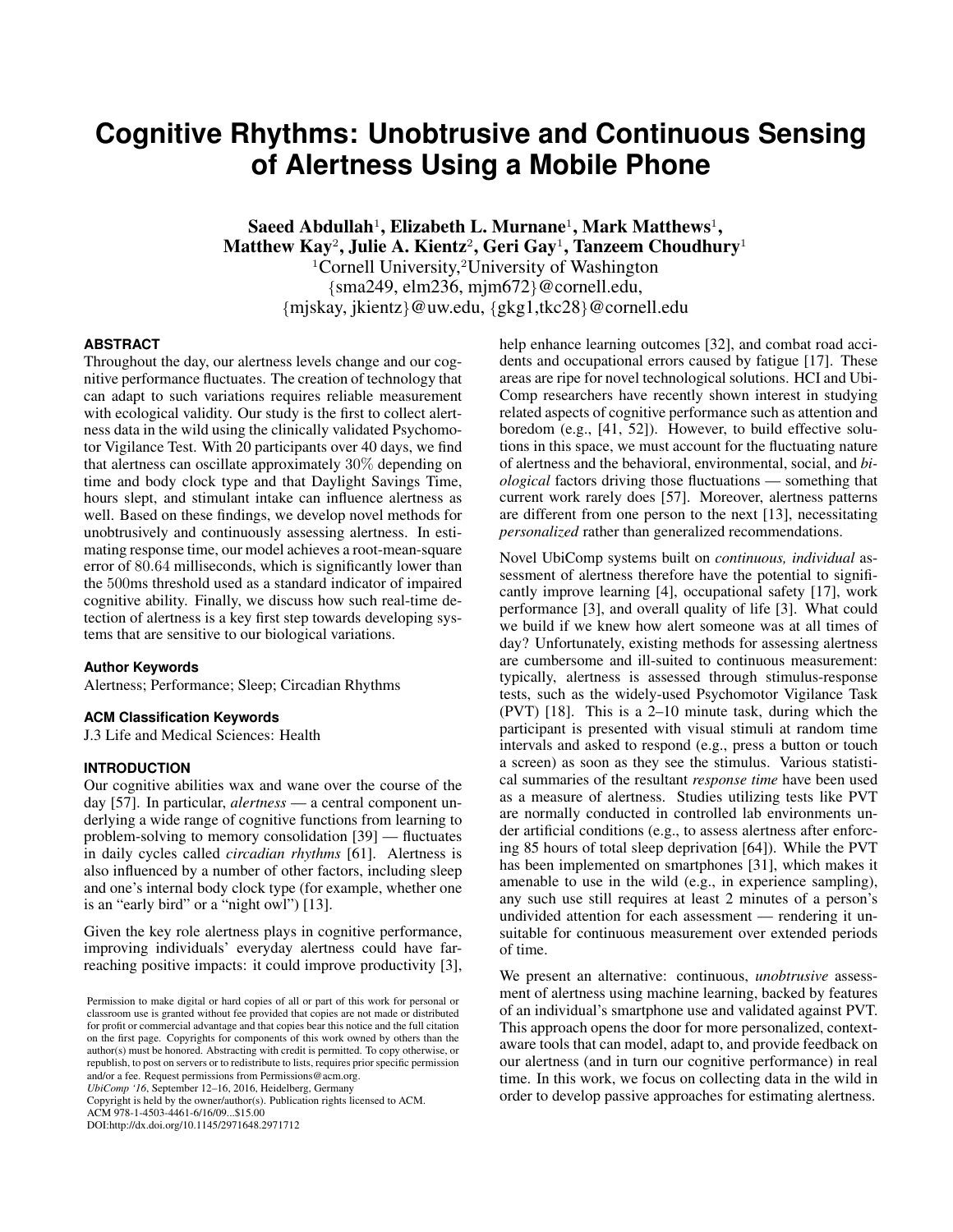# Cognitive Rhythms: Unobtrusive and Continuous Sensing of Alertness Using a Mobile Phone

**Saeed Abdullah[1], Elizabeth L. Murnane[1], Mark Matthews[1], Matthew Kay[2], Julie A. Kientz[2], Geri Gay[1], Tanzeem Choudhury[1]**

[1]Cornell University,[2]University of Washington

{sma249, elm236, mjm672}@cornell.edu,
{mjskay, jkientz}@uw.edu, {gkg1,tkc28}@cornell.edu

## ABSTRACT

Throughout the day, our alertness levels change and our cognitive performance fluctuates. The creation of technology that can adapt to such variations requires reliable measurement with ecological validity. Our study is the first to collect alertness data in the wild using the clinically validated Psychomotor Vigilance Test. With 20 participants over 40 days, we find that alertness can oscillate approximately 30% depending on time and body clock type and that Daylight Savings Time, hours slept, and stimulant intake can influence alertness as well. Based on these findings, we develop novel methods for unobtrusively and continuously assessing alertness. In estimating response time, our model achieves a root-mean-square error of 80.64 milliseconds, which is significantly lower than the 500ms threshold used as a standard indicator of impaired cognitive ability. Finally, we discuss how such real-time detection of alertness is a key first step towards developing systems that are sensitive to our biological variations.

### Author Keywords

Alertness; Performance; Sleep; Circadian Rhythms

### ACM Classification Keywords

J.3 Life and Medical Sciences: Health

## INTRODUCTION

Our cognitive abilities wax and wane over the course of the day [57]. In particular, *alertness* — a central component underlying a wide range of cognitive functions from learning to problem-solving to memory consolidation [39] — fluctuates in daily cycles called *circadian rhythms* [61]. Alertness is also influenced by a number of other factors, including sleep and one's internal body clock type (for example, whether one is an "early bird" or a "night owl") [13].

Given the key role alertness plays in cognitive performance, improving individuals' everyday alertness could have far-reaching positive impacts: it could improve productivity [3], help enhance learning outcomes [32], and combat road accidents and occupational errors caused by fatigue [17]. These areas are ripe for novel technological solutions. HCI and UbiComp researchers have recently shown interest in studying related aspects of cognitive performance such as attention and boredom (e.g., [41, 52]). However, to build effective solutions in this space, we must account for the fluctuating nature of alertness and the behavioral, environmental, social, and *biological* factors driving those fluctuations — something that current work rarely does [57]. Moreover, alertness patterns are different from one person to the next [13], necessitating *personalized* rather than generalized recommendations.

Novel UbiComp systems built on *continuous, individual* assessment of alertness therefore have the potential to significantly improve learning [4], occupational safety [17], work performance [3], and overall quality of life [3]. What could we build if we knew how alert someone was at all times of day? Unfortunately, existing methods for assessing alertness are cumbersome and ill-suited to continuous measurement: typically, alertness is assessed through stimulus-response tests, such as the widely-used Psychomotor Vigilance Task (PVT) [18]. This is a 2–10 minute task, during which the participant is presented with visual stimuli at random time intervals and asked to respond (e.g., press a button or touch a screen) as soon as they see the stimulus. Various statistical summaries of the resultant *response time* have been used as a measure of alertness. Studies utilizing tests like PVT are normally conducted in controlled lab environments under artificial conditions (e.g., to assess alertness after enforcing 85 hours of total sleep deprivation [64]). While the PVT has been implemented on smartphones [31], which makes it amenable to use in the wild (e.g., in experience sampling), any such use still requires at least 2 minutes of a person's undivided attention for each assessment — rendering it unsuitable for continuous measurement over extended periods of time.

We present an alternative: continuous, *unobtrusive* assessment of alertness using machine learning, backed by features of an individual's smartphone use and validated against PVT. This approach opens the door for more personalized, context-aware tools that can model, adapt to, and provide feedback on our alertness (and in turn our cognitive performance) in real time. In this work, we focus on collecting data in the wild in order to develop passive approaches for estimating alertness.

Permission to make digital or hard copies of all or part of this work for personal or classroom use is granted without fee provided that copies are not made or distributed for profit or commercial advantage and that copies bear this notice and the full citation on the first page. Copyrights for components of this work owned by others than the author(s) must be honored. Abstracting with credit is permitted. To copy otherwise, or republish, to post on servers or to redistribute to lists, requires prior specific permission and/or a fee. Request permissions from Permissions@acm.org.
*UbiComp '16*, September 12–16, 2016, Heidelberg, Germany
Copyright is held by the owner/author(s). Publication rights licensed to ACM.
ACM 978-1-4503-4461-6/16/09...$15.00
DOI:http://dx.doi.org/10.1145/2971648.2971712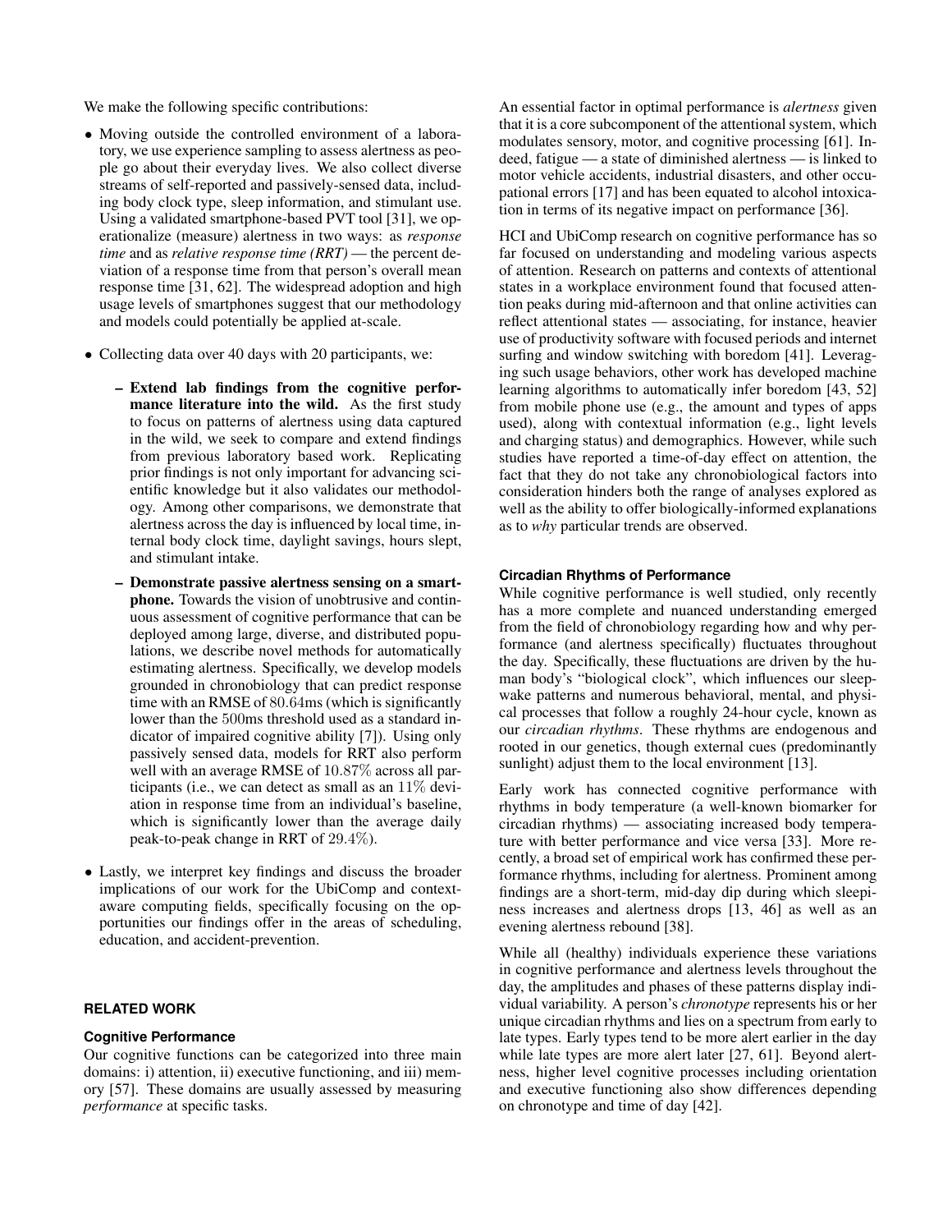We make the following specific contributions:

- Moving outside the controlled environment of a laboratory, we use experience sampling to assess alertness as people go about their everyday lives. We also collect diverse streams of self-reported and passively-sensed data, including body clock type, sleep information, and stimulant use. Using a validated smartphone-based PVT tool [31], we operationalize (measure) alertness in two ways: as *response time* and as *relative response time (RRT)* — the percent deviation of a response time from that person's overall mean response time [31, 62]. The widespread adoption and high usage levels of smartphones suggest that our methodology and models could potentially be applied at-scale.
- Collecting data over 40 days with 20 participants, we:
  - **Extend lab findings from the cognitive performance literature into the wild.** As the first study to focus on patterns of alertness using data captured in the wild, we seek to compare and extend findings from previous laboratory based work. Replicating prior findings is not only important for advancing scientific knowledge but it also validates our methodology. Among other comparisons, we demonstrate that alertness across the day is influenced by local time, internal body clock time, daylight savings, hours slept, and stimulant intake.
  - **Demonstrate passive alertness sensing on a smartphone.** Towards the vision of unobtrusive and continuous assessment of cognitive performance that can be deployed among large, diverse, and distributed populations, we describe novel methods for automatically estimating alertness. Specifically, we develop models grounded in chronobiology that can predict response time with an RMSE of 80.64ms (which is significantly lower than the 500ms threshold used as a standard indicator of impaired cognitive ability [7]). Using only passively sensed data, models for RRT also perform well with an average RMSE of 10.87% across all participants (i.e., we can detect as small as an 11% deviation in response time from an individual's baseline, which is significantly lower than the average daily peak-to-peak change in RRT of 29.4%).
- Lastly, we interpret key findings and discuss the broader implications of our work for the UbiComp and context-aware computing fields, specifically focusing on the opportunities our findings offer in the areas of scheduling, education, and accident-prevention.

## RELATED WORK

### Cognitive Performance

Our cognitive functions can be categorized into three main domains: i) attention, ii) executive functioning, and iii) memory [57]. These domains are usually assessed by measuring *performance* at specific tasks.

An essential factor in optimal performance is *alertness* given that it is a core subcomponent of the attentional system, which modulates sensory, motor, and cognitive processing [61]. Indeed, fatigue — a state of diminished alertness — is linked to motor vehicle accidents, industrial disasters, and other occupational errors [17] and has been equated to alcohol intoxication in terms of its negative impact on performance [36].

HCI and UbiComp research on cognitive performance has so far focused on understanding and modeling various aspects of attention. Research on patterns and contexts of attentional states in a workplace environment found that focused attention peaks during mid-afternoon and that online activities can reflect attentional states — associating, for instance, heavier use of productivity software with focused periods and internet surfing and window switching with boredom [41]. Leveraging such usage behaviors, other work has developed machine learning algorithms to automatically infer boredom [43, 52] from mobile phone use (e.g., the amount and types of apps used), along with contextual information (e.g., light levels and charging status) and demographics. However, while such studies have reported a time-of-day effect on attention, the fact that they do not take any chronobiological factors into consideration hinders both the range of analyses explored as well as the ability to offer biologically-informed explanations as to *why* particular trends are observed.

### Circadian Rhythms of Performance

While cognitive performance is well studied, only recently has a more complete and nuanced understanding emerged from the field of chronobiology regarding how and why performance (and alertness specifically) fluctuates throughout the day. Specifically, these fluctuations are driven by the human body's "biological clock", which influences our sleep-wake patterns and numerous behavioral, mental, and physical processes that follow a roughly 24-hour cycle, known as our *circadian rhythms*. These rhythms are endogenous and rooted in our genetics, though external cues (predominantly sunlight) adjust them to the local environment [13].

Early work has connected cognitive performance with rhythms in body temperature (a well-known biomarker for circadian rhythms) — associating increased body temperature with better performance and vice versa [33]. More recently, a broad set of empirical work has confirmed these performance rhythms, including for alertness. Prominent among findings are a short-term, mid-day dip during which sleepiness increases and alertness drops [13, 46] as well as an evening alertness rebound [38].

While all (healthy) individuals experience these variations in cognitive performance and alertness levels throughout the day, the amplitudes and phases of these patterns display individual variability. A person's *chronotype* represents his or her unique circadian rhythms and lies on a spectrum from early to late types. Early types tend to be more alert earlier in the day while late types are more alert later [27, 61]. Beyond alertness, higher level cognitive processes including orientation and executive functioning also show differences depending on chronotype and time of day [42].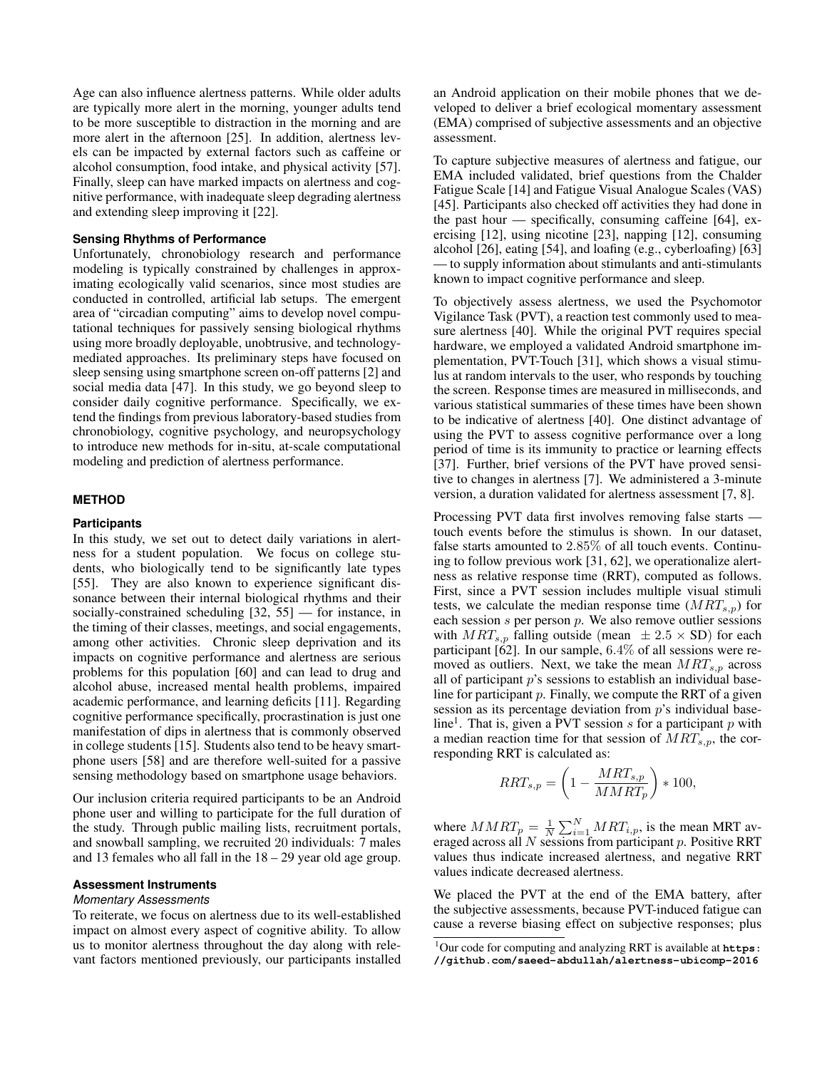Age can also influence alertness patterns. While older adults are typically more alert in the morning, younger adults tend to be more susceptible to distraction in the morning and are more alert in the afternoon [25]. In addition, alertness levels can be impacted by external factors such as caffeine or alcohol consumption, food intake, and physical activity [57]. Finally, sleep can have marked impacts on alertness and cognitive performance, with inadequate sleep degrading alertness and extending sleep improving it [22].

### Sensing Rhythms of Performance

Unfortunately, chronobiology research and performance modeling is typically constrained by challenges in approximating ecologically valid scenarios, since most studies are conducted in controlled, artificial lab setups. The emergent area of "circadian computing" aims to develop novel computational techniques for passively sensing biological rhythms using more broadly deployable, unobtrusive, and technology-mediated approaches. Its preliminary steps have focused on sleep sensing using smartphone screen on-off patterns [2] and social media data [47]. In this study, we go beyond sleep to consider daily cognitive performance. Specifically, we extend the findings from previous laboratory-based studies from chronobiology, cognitive psychology, and neuropsychology to introduce new methods for in-situ, at-scale computational modeling and prediction of alertness performance.

## METHOD

### Participants

In this study, we set out to detect daily variations in alertness for a student population. We focus on college students, who biologically tend to be significantly late types [55]. They are also known to experience significant dissonance between their internal biological rhythms and their socially-constrained scheduling [32, 55] — for instance, in the timing of their classes, meetings, and social engagements, among other activities. Chronic sleep deprivation and its impacts on cognitive performance and alertness are serious problems for this population [60] and can lead to drug and alcohol abuse, increased mental health problems, impaired academic performance, and learning deficits [11]. Regarding cognitive performance specifically, procrastination is just one manifestation of dips in alertness that is commonly observed in college students [15]. Students also tend to be heavy smartphone users [58] and are therefore well-suited for a passive sensing methodology based on smartphone usage behaviors.

Our inclusion criteria required participants to be an Android phone user and willing to participate for the full duration of the study. Through public mailing lists, recruitment portals, and snowball sampling, we recruited 20 individuals: 7 males and 13 females who all fall in the 18 – 29 year old age group.

### Assessment Instruments

#### *Momentary Assessments*

To reiterate, we focus on alertness due to its well-established impact on almost every aspect of cognitive ability. To allow us to monitor alertness throughout the day along with relevant factors mentioned previously, our participants installed an Android application on their mobile phones that we developed to deliver a brief ecological momentary assessment (EMA) comprised of subjective assessments and an objective assessment.

To capture subjective measures of alertness and fatigue, our EMA included validated, brief questions from the Chalder Fatigue Scale [14] and Fatigue Visual Analogue Scales (VAS) [45]. Participants also checked off activities they had done in the past hour — specifically, consuming caffeine [64], exercising [12], using nicotine [23], napping [12], consuming alcohol [26], eating [54], and loafing (e.g., cyberloafing) [63] — to supply information about stimulants and anti-stimulants known to impact cognitive performance and sleep.

To objectively assess alertness, we used the Psychomotor Vigilance Task (PVT), a reaction test commonly used to measure alertness [40]. While the original PVT requires special hardware, we employed a validated Android smartphone implementation, PVT-Touch [31], which shows a visual stimulus at random intervals to the user, who responds by touching the screen. Response times are measured in milliseconds, and various statistical summaries of these times have been shown to be indicative of alertness [40]. One distinct advantage of using the PVT to assess cognitive performance over a long period of time is its immunity to practice or learning effects [37]. Further, brief versions of the PVT have proved sensitive to changes in alertness [7]. We administered a 3-minute version, a duration validated for alertness assessment [7, 8].

Processing PVT data first involves removing false starts — touch events before the stimulus is shown. In our dataset, false starts amounted to $2.85\%$ of all touch events. Continuing to follow previous work [31, 62], we operationalize alertness as relative response time (RRT), computed as follows. First, since a PVT session includes multiple visual stimuli tests, we calculate the median response time ($MRT_{s,p}$) for each session $s$ per person $p$. We also remove outlier sessions with $MRT_{s,p}$ falling outside (mean $\pm 2.5 \times$ SD) for each participant [62]. In our sample, $6.4\%$ of all sessions were removed as outliers. Next, we take the mean $MRT_{s,p}$ across all of participant $p$'s sessions to establish an individual baseline for participant $p$. Finally, we compute the RRT of a given session as its percentage deviation from $p$'s individual baseline[1]. That is, given a PVT session $s$ for a participant $p$ with a median reaction time for that session of $MRT_{s,p}$, the corresponding RRT is calculated as:

$$RRT_{s,p} = \left(1 - \frac{MRT_{s,p}}{MMRT_p}\right) * 100,$$

where $MMRT_p = \frac{1}{N}\sum_{i=1}^{N} MRT_{i,p}$, is the mean MRT averaged across all $N$ sessions from participant $p$. Positive RRT values thus indicate increased alertness, and negative RRT values indicate decreased alertness.

We placed the PVT at the end of the EMA battery, after the subjective assessments, because PVT-induced fatigue can cause a reverse biasing effect on subjective responses; plus

[1] Our code for computing and analyzing RRT is available at **https://github.com/saeed-abdullah/alertness-ubicomp-2016**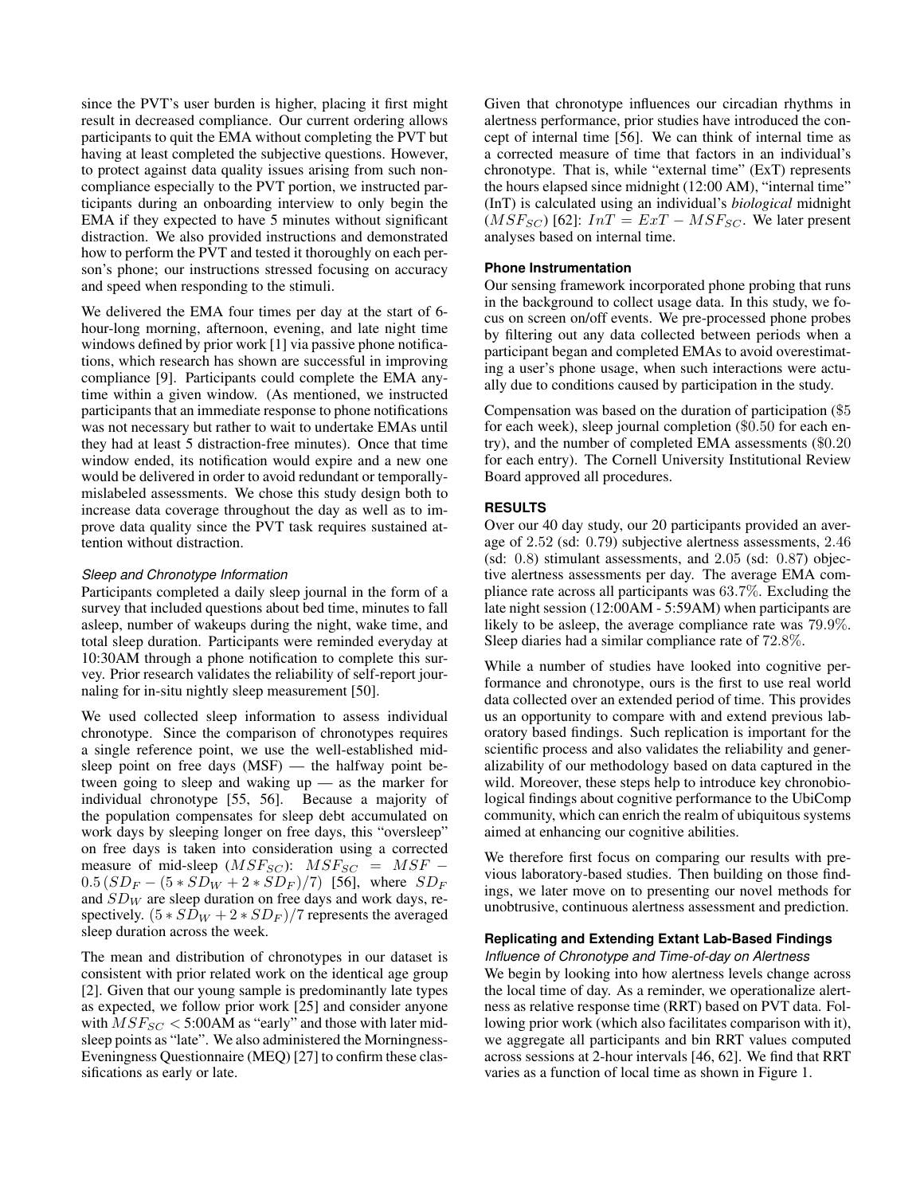since the PVT's user burden is higher, placing it first might result in decreased compliance. Our current ordering allows participants to quit the EMA without completing the PVT but having at least completed the subjective questions. However, to protect against data quality issues arising from such non-compliance especially to the PVT portion, we instructed participants during an onboarding interview to only begin the EMA if they expected to have 5 minutes without significant distraction. We also provided instructions and demonstrated how to perform the PVT and tested it thoroughly on each person's phone; our instructions stressed focusing on accuracy and speed when responding to the stimuli.

We delivered the EMA four times per day at the start of 6-hour-long morning, afternoon, evening, and late night time windows defined by prior work [1] via passive phone notifications, which research has shown are successful in improving compliance [9]. Participants could complete the EMA anytime within a given window. (As mentioned, we instructed participants that an immediate response to phone notifications was not necessary but rather to wait to undertake EMAs until they had at least 5 distraction-free minutes). Once that time window ended, its notification would expire and a new one would be delivered in order to avoid redundant or temporally-mislabeled assessments. We chose this study design both to increase data coverage throughout the day as well as to improve data quality since the PVT task requires sustained attention without distraction.

#### *Sleep and Chronotype Information*

Participants completed a daily sleep journal in the form of a survey that included questions about bed time, minutes to fall asleep, number of wakeups during the night, wake time, and total sleep duration. Participants were reminded everyday at 10:30AM through a phone notification to complete this survey. Prior research validates the reliability of self-report journaling for in-situ nightly sleep measurement [50].

We used collected sleep information to assess individual chronotype. Since the comparison of chronotypes requires a single reference point, we use the well-established mid-sleep point on free days (MSF) — the halfway point between going to sleep and waking up — as the marker for individual chronotype [55, 56]. Because a majority of the population compensates for sleep debt accumulated on work days by sleeping longer on free days, this "oversleep" on free days is taken into consideration using a corrected measure of mid-sleep ($MSF_{SC}$): $MSF_{SC} = MSF - 0.5\,(SD_F - (5 * SD_W + 2 * SD_F)/7)$ [56], where $SD_F$ and $SD_W$ are sleep duration on free days and work days, respectively. $(5 * SD_W + 2 * SD_F)/7$ represents the averaged sleep duration across the week.

The mean and distribution of chronotypes in our dataset is consistent with prior related work on the identical age group [2]. Given that our young sample is predominantly late types as expected, we follow prior work [25] and consider anyone with $MSF_{SC} <$ 5:00AM as "early" and those with later mid-sleep points as "late". We also administered the Morningness-Eveningness Questionnaire (MEQ) [27] to confirm these classifications as early or late.

Given that chronotype influences our circadian rhythms in alertness performance, prior studies have introduced the concept of internal time [56]. We can think of internal time as a corrected measure of time that factors in an individual's chronotype. That is, while "external time" (ExT) represents the hours elapsed since midnight (12:00 AM), "internal time" (InT) is calculated using an individual's *biological* midnight ($MSF_{SC}$) [62]: $InT = ExT - MSF_{SC}$. We later present analyses based on internal time.

### Phone Instrumentation

Our sensing framework incorporated phone probing that runs in the background to collect usage data. In this study, we focus on screen on/off events. We pre-processed phone probes by filtering out any data collected between periods when a participant began and completed EMAs to avoid overestimating a user's phone usage, when such interactions were actually due to conditions caused by participation in the study.

Compensation was based on the duration of participation ($5 for each week), sleep journal completion ($0.50 for each entry), and the number of completed EMA assessments ($0.20 for each entry). The Cornell University Institutional Review Board approved all procedures.

## RESULTS

Over our 40 day study, our 20 participants provided an average of 2.52 (sd: 0.79) subjective alertness assessments, 2.46 (sd: 0.8) stimulant assessments, and 2.05 (sd: 0.87) objective alertness assessments per day. The average EMA compliance rate across all participants was 63.7%. Excluding the late night session (12:00AM - 5:59AM) when participants are likely to be asleep, the average compliance rate was 79.9%. Sleep diaries had a similar compliance rate of 72.8%.

While a number of studies have looked into cognitive performance and chronotype, ours is the first to use real world data collected over an extended period of time. This provides us an opportunity to compare with and extend previous laboratory based findings. Such replication is important for the scientific process and also validates the reliability and generalizability of our methodology based on data captured in the wild. Moreover, these steps help to introduce key chronobiological findings about cognitive performance to the UbiComp community, which can enrich the realm of ubiquitous systems aimed at enhancing our cognitive abilities.

We therefore first focus on comparing our results with previous laboratory-based studies. Then building on those findings, we later move on to presenting our novel methods for unobtrusive, continuous alertness assessment and prediction.

### Replicating and Extending Extant Lab-Based Findings

#### *Influence of Chronotype and Time-of-day on Alertness*

We begin by looking into how alertness levels change across the local time of day. As a reminder, we operationalize alertness as relative response time (RRT) based on PVT data. Following prior work (which also facilitates comparison with it), we aggregate all participants and bin RRT values computed across sessions at 2-hour intervals [46, 62]. We find that RRT varies as a function of local time as shown in Figure 1.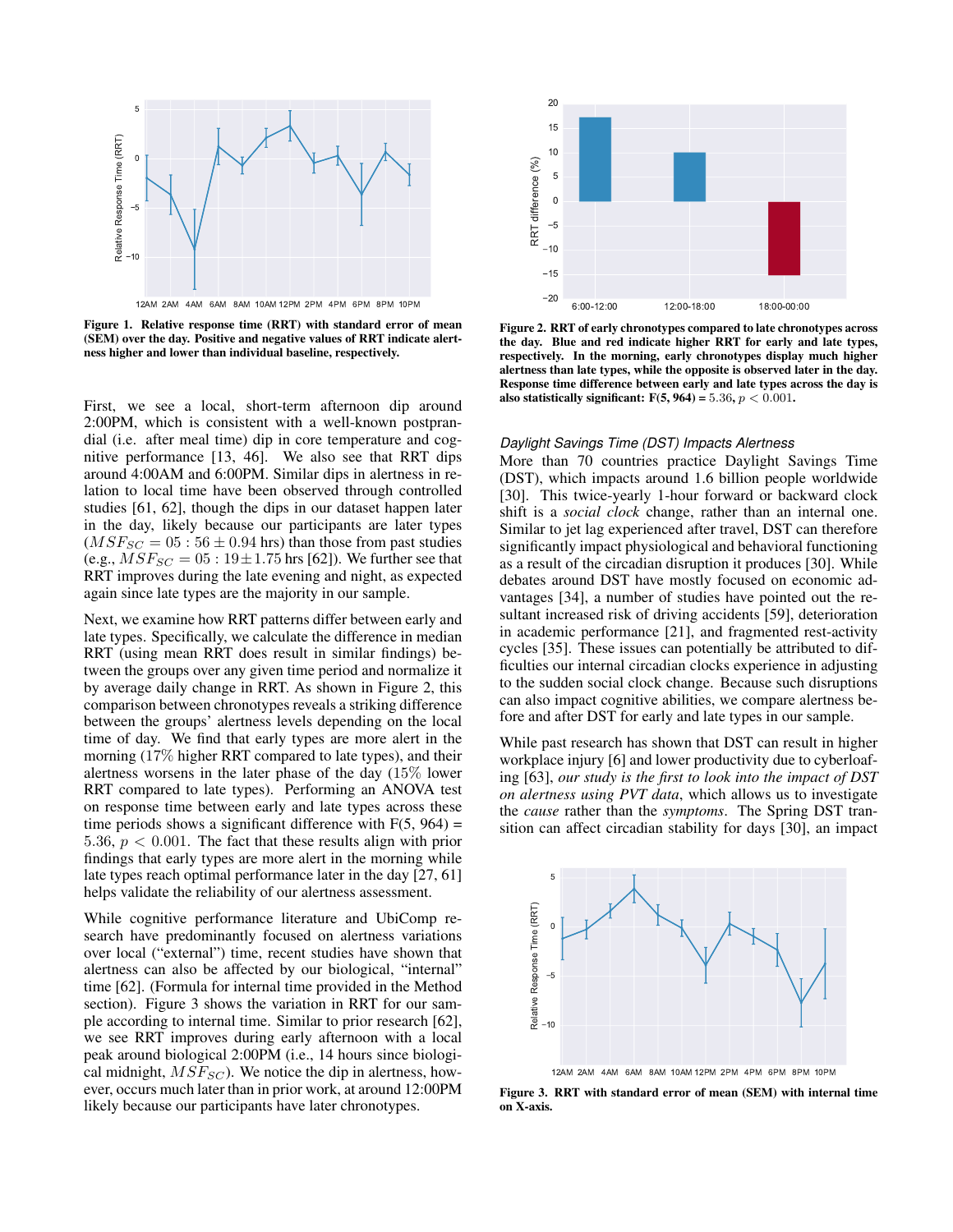Figure 1. Relative response time (RRT) with standard error of mean (SEM) over the day. Positive and negative values of RRT indicate alertness higher and lower than individual baseline, respectively.

First, we see a local, short-term afternoon dip around 2:00PM, which is consistent with a well-known postprandial (i.e. after meal time) dip in core temperature and cognitive performance [13, 46]. We also see that RRT dips around 4:00AM and 6:00PM. Similar dips in alertness in relation to local time have been observed through controlled studies [61, 62], though the dips in our dataset happen later in the day, likely because our participants are later types ($MSF_{SC} = 05:56 \pm 0.94$ hrs) than those from past studies (e.g., $MSF_{SC} = 05:19 \pm 1.75$ hrs [62]). We further see that RRT improves during the late evening and night, as expected again since late types are the majority in our sample.

Next, we examine how RRT patterns differ between early and late types. Specifically, we calculate the difference in median RRT (using mean RRT does result in similar findings) between the groups over any given time period and normalize it by average daily change in RRT. As shown in Figure 2, this comparison between chronotypes reveals a striking difference between the groups' alertness levels depending on the local time of day. We find that early types are more alert in the morning (17% higher RRT compared to late types), and their alertness worsens in the later phase of the day (15% lower RRT compared to late types). Performing an ANOVA test on response time between early and late types across these time periods shows a significant difference with F(5, 964) = $5.36$, $p < 0.001$. The fact that these results align with prior findings that early types are more alert in the morning while late types reach optimal performance later in the day [27, 61] helps validate the reliability of our alertness assessment.

While cognitive performance literature and UbiComp research have predominantly focused on alertness variations over local ("external") time, recent studies have shown that alertness can also be affected by our biological, "internal" time [62]. (Formula for internal time provided in the Method section). Figure 3 shows the variation in RRT for our sample according to internal time. Similar to prior research [62], we see RRT improves during early afternoon with a local peak around biological 2:00PM (i.e., 14 hours since biological midnight, $MSF_{SC}$). We notice the dip in alertness, however, occurs much later than in prior work, at around 12:00PM likely because our participants have later chronotypes.

Figure 2. RRT of early chronotypes compared to late chronotypes across the day. Blue and red indicate higher RRT for early and late types, respectively. In the morning, early chronotypes display much higher alertness than late types, while the opposite is observed later in the day. Response time difference between early and late types across the day is also statistically significant: F(5, 964) = $5.36$, $p < 0.001$.

### *Daylight Savings Time (DST) Impacts Alertness*

More than 70 countries practice Daylight Savings Time (DST), which impacts around 1.6 billion people worldwide [30]. This twice-yearly 1-hour forward or backward clock shift is a *social clock* change, rather than an internal one. Similar to jet lag experienced after travel, DST can therefore significantly impact physiological and behavioral functioning as a result of the circadian disruption it produces [30]. While debates around DST have mostly focused on economic advantages [34], a number of studies have pointed out the resultant increased risk of driving accidents [59], deterioration in academic performance [21], and fragmented rest-activity cycles [35]. These issues can potentially be attributed to difficulties our internal circadian clocks experience in adjusting to the sudden social clock change. Because such disruptions can also impact cognitive abilities, we compare alertness before and after DST for early and late types in our sample.

While past research has shown that DST can result in higher workplace injury [6] and lower productivity due to cyberloafing [63], *our study is the first to look into the impact of DST on alertness using PVT data*, which allows us to investigate the *cause* rather than the *symptoms*. The Spring DST transition can affect circadian stability for days [30], an impact

Figure 3. RRT with standard error of mean (SEM) with internal time on X-axis.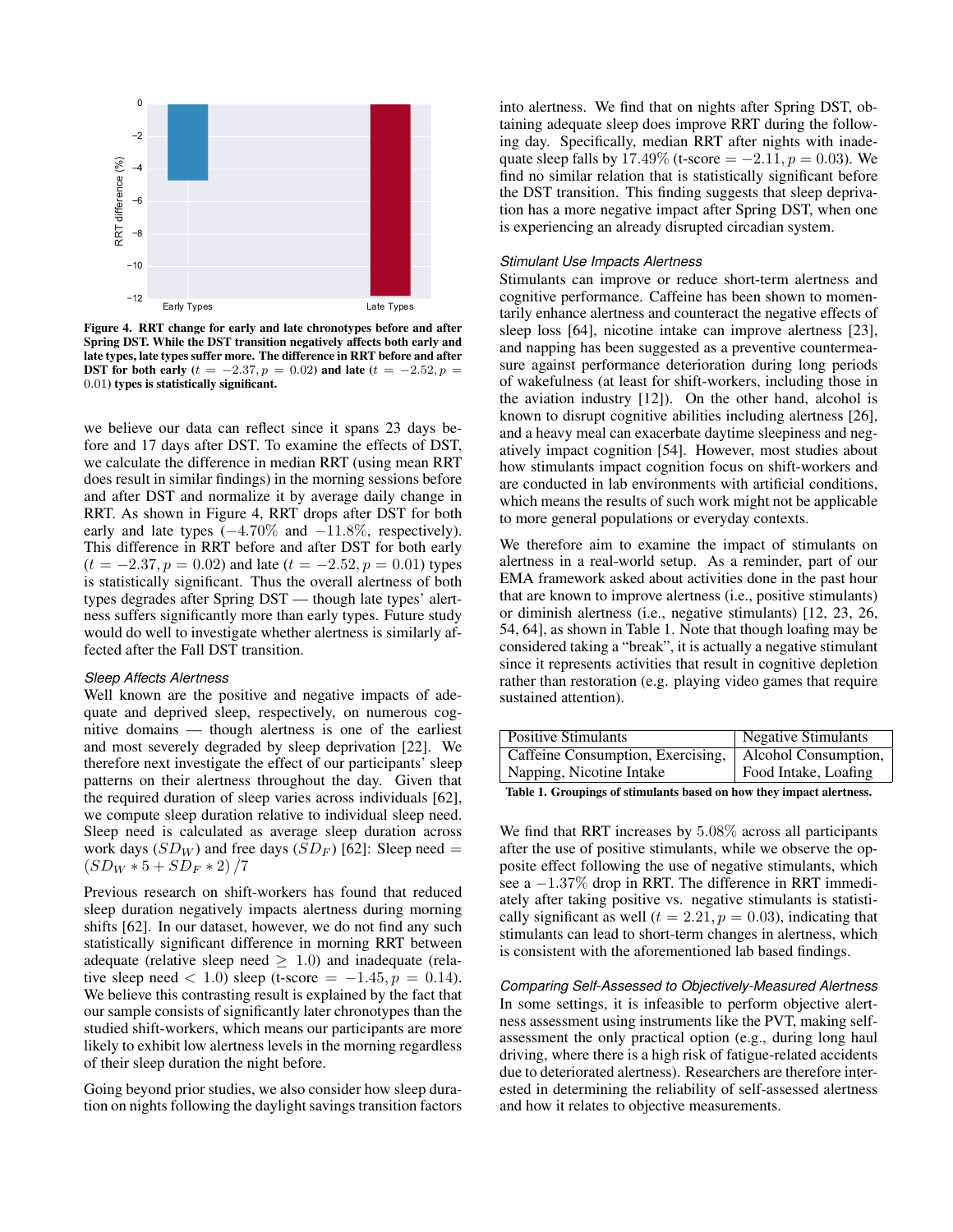Figure 4. RRT change for early and late chronotypes before and after Spring DST. While the DST transition negatively affects both early and late types, late types suffer more. The difference in RRT before and after DST for both early ($t = -2.37, p = 0.02$) and late ($t = -2.52, p = 0.01$) types is statistically significant.

we believe our data can reflect since it spans 23 days before and 17 days after DST. To examine the effects of DST, we calculate the difference in median RRT (using mean RRT does result in similar findings) in the morning sessions before and after DST and normalize it by average daily change in RRT. As shown in Figure 4, RRT drops after DST for both early and late types ($-4.70\%$ and $-11.8\%$, respectively). This difference in RRT before and after DST for both early ($t = -2.37, p = 0.02$) and late ($t = -2.52, p = 0.01$) types is statistically significant. Thus the overall alertness of both types degrades after Spring DST — though late types' alertness suffers significantly more than early types. Future study would do well to investigate whether alertness is similarly affected after the Fall DST transition.

### *Sleep Affects Alertness*

Well known are the positive and negative impacts of adequate and deprived sleep, respectively, on numerous cognitive domains — though alertness is one of the earliest and most severely degraded by sleep deprivation [22]. We therefore next investigate the effect of our participants' sleep patterns on their alertness throughout the day. Given that the required duration of sleep varies across individuals [62], we compute sleep duration relative to individual sleep need. Sleep need is calculated as average sleep duration across work days ($SD_W$) and free days ($SD_F$) [62]: Sleep need $= (SD_W * 5 + SD_F * 2) / 7$

Previous research on shift-workers has found that reduced sleep duration negatively impacts alertness during morning shifts [62]. In our dataset, however, we do not find any such statistically significant difference in morning RRT between adequate (relative sleep need $\geq 1.0$) and inadequate (relative sleep need $< 1.0$) sleep (t-score $= -1.45, p = 0.14$). We believe this contrasting result is explained by the fact that our sample consists of significantly later chronotypes than the studied shift-workers, which means our participants are more likely to exhibit low alertness levels in the morning regardless of their sleep duration the night before.

Going beyond prior studies, we also consider how sleep duration on nights following the daylight savings transition factors into alertness. We find that on nights after Spring DST, obtaining adequate sleep does improve RRT during the following day. Specifically, median RRT after nights with inadequate sleep falls by $17.49\%$ (t-score $= -2.11, p = 0.03$). We find no similar relation that is statistically significant before the DST transition. This finding suggests that sleep deprivation has a more negative impact after Spring DST, when one is experiencing an already disrupted circadian system.

### *Stimulant Use Impacts Alertness*

Stimulants can improve or reduce short-term alertness and cognitive performance. Caffeine has been shown to momentarily enhance alertness and counteract the negative effects of sleep loss [64], nicotine intake can improve alertness [23], and napping has been suggested as a preventive countermeasure against performance deterioration during long periods of wakefulness (at least for shift-workers, including those in the aviation industry [12]). On the other hand, alcohol is known to disrupt cognitive abilities including alertness [26], and a heavy meal can exacerbate daytime sleepiness and negatively impact cognition [54]. However, most studies about how stimulants impact cognition focus on shift-workers and are conducted in lab environments with artificial conditions, which means the results of such work might not be applicable to more general populations or everyday contexts.

We therefore aim to examine the impact of stimulants on alertness in a real-world setup. As a reminder, part of our EMA framework asked about activities done in the past hour that are known to improve alertness (i.e., positive stimulants) or diminish alertness (i.e., negative stimulants) [12, 23, 26, 54, 64], as shown in Table 1. Note that though loafing may be considered taking a "break", it is actually a negative stimulant since it represents activities that result in cognitive depletion rather than restoration (e.g. playing video games that require sustained attention).

| Positive Stimulants | Negative Stimulants |
|---|---|
| Caffeine Consumption, Exercising, Napping, Nicotine Intake | Alcohol Consumption, Food Intake, Loafing |

Table 1. Groupings of stimulants based on how they impact alertness.

We find that RRT increases by $5.08\%$ across all participants after the use of positive stimulants, while we observe the opposite effect following the use of negative stimulants, which see a $-1.37\%$ drop in RRT. The difference in RRT immediately after taking positive vs. negative stimulants is statistically significant as well ($t = 2.21, p = 0.03$), indicating that stimulants can lead to short-term changes in alertness, which is consistent with the aforementioned lab based findings.

### *Comparing Self-Assessed to Objectively-Measured Alertness*

In some settings, it is infeasible to perform objective alertness assessment using instruments like the PVT, making self-assessment the only practical option (e.g., during long haul driving, where there is a high risk of fatigue-related accidents due to deteriorated alertness). Researchers are therefore interested in determining the reliability of self-assessed alertness and how it relates to objective measurements.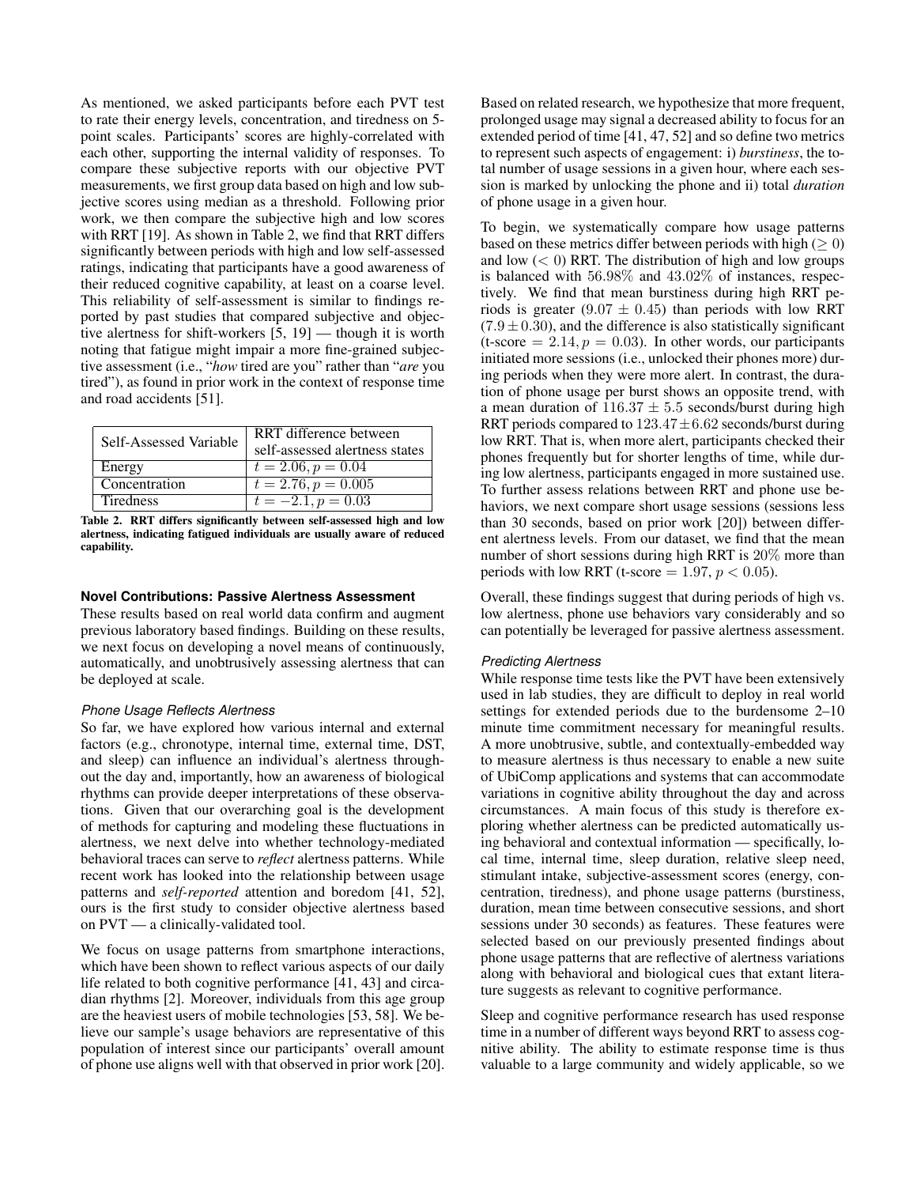As mentioned, we asked participants before each PVT test to rate their energy levels, concentration, and tiredness on 5-point scales. Participants' scores are highly-correlated with each other, supporting the internal validity of responses. To compare these subjective reports with our objective PVT measurements, we first group data based on high and low subjective scores using median as a threshold. Following prior work, we then compare the subjective high and low scores with RRT [19]. As shown in Table 2, we find that RRT differs significantly between periods with high and low self-assessed ratings, indicating that participants have a good awareness of their reduced cognitive capability, at least on a coarse level. This reliability of self-assessment is similar to findings reported by past studies that compared subjective and objective alertness for shift-workers [5, 19] — though it is worth noting that fatigue might impair a more fine-grained subjective assessment (i.e., "*how* tired are you" rather than "*are* you tired"), as found in prior work in the context of response time and road accidents [51].

| Self-Assessed Variable | RRT difference between self-assessed alertness states |
|---|---|
| Energy | $t = 2.06, p = 0.04$ |
| Concentration | $t = 2.76, p = 0.005$ |
| Tiredness | $t = -2.1, p = 0.03$ |

**Table 2. RRT differs significantly between self-assessed high and low alertness, indicating fatigued individuals are usually aware of reduced capability.**

### Novel Contributions: Passive Alertness Assessment

These results based on real world data confirm and augment previous laboratory based findings. Building on these results, we next focus on developing a novel means of continuously, automatically, and unobtrusively assessing alertness that can be deployed at scale.

#### *Phone Usage Reflects Alertness*

So far, we have explored how various internal and external factors (e.g., chronotype, internal time, external time, DST, and sleep) can influence an individual's alertness throughout the day and, importantly, how an awareness of biological rhythms can provide deeper interpretations of these observations. Given that our overarching goal is the development of methods for capturing and modeling these fluctuations in alertness, we next delve into whether technology-mediated behavioral traces can serve to *reflect* alertness patterns. While recent work has looked into the relationship between usage patterns and *self-reported* attention and boredom [41, 52], ours is the first study to consider objective alertness based on PVT — a clinically-validated tool.

We focus on usage patterns from smartphone interactions, which have been shown to reflect various aspects of our daily life related to both cognitive performance [41, 43] and circadian rhythms [2]. Moreover, individuals from this age group are the heaviest users of mobile technologies [53, 58]. We believe our sample's usage behaviors are representative of this population of interest since our participants' overall amount of phone use aligns well with that observed in prior work [20].

Based on related research, we hypothesize that more frequent, prolonged usage may signal a decreased ability to focus for an extended period of time [41, 47, 52] and so define two metrics to represent such aspects of engagement: i) *burstiness*, the total number of usage sessions in a given hour, where each session is marked by unlocking the phone and ii) total *duration* of phone usage in a given hour.

To begin, we systematically compare how usage patterns based on these metrics differ between periods with high ($\geq 0$) and low ($< 0$) RRT. The distribution of high and low groups is balanced with $56.98\%$ and $43.02\%$ of instances, respectively. We find that mean burstiness during high RRT periods is greater ($9.07 \pm 0.45$) than periods with low RRT ($7.9 \pm 0.30$), and the difference is also statistically significant (t-score $= 2.14, p = 0.03$). In other words, our participants initiated more sessions (i.e., unlocked their phones more) during periods when they were more alert. In contrast, the duration of phone usage per burst shows an opposite trend, with a mean duration of $116.37 \pm 5.5$ seconds/burst during high RRT periods compared to $123.47 \pm 6.62$ seconds/burst during low RRT. That is, when more alert, participants checked their phones frequently but for shorter lengths of time, while during low alertness, participants engaged in more sustained use. To further assess relations between RRT and phone use behaviors, we next compare short usage sessions (sessions less than 30 seconds, based on prior work [20]) between different alertness levels. From our dataset, we find that the mean number of short sessions during high RRT is $20\%$ more than periods with low RRT (t-score $= 1.97$, $p < 0.05$).

Overall, these findings suggest that during periods of high vs. low alertness, phone use behaviors vary considerably and so can potentially be leveraged for passive alertness assessment.

#### *Predicting Alertness*

While response time tests like the PVT have been extensively used in lab studies, they are difficult to deploy in real world settings for extended periods due to the burdensome 2–10 minute time commitment necessary for meaningful results. A more unobtrusive, subtle, and contextually-embedded way to measure alertness is thus necessary to enable a new suite of UbiComp applications and systems that can accommodate variations in cognitive ability throughout the day and across circumstances. A main focus of this study is therefore exploring whether alertness can be predicted automatically using behavioral and contextual information — specifically, local time, internal time, sleep duration, relative sleep need, stimulant intake, subjective-assessment scores (energy, concentration, tiredness), and phone usage patterns (burstiness, duration, mean time between consecutive sessions, and short sessions under 30 seconds) as features. These features were selected based on our previously presented findings about phone usage patterns that are reflective of alertness variations along with behavioral and biological cues that extant literature suggests as relevant to cognitive performance.

Sleep and cognitive performance research has used response time in a number of different ways beyond RRT to assess cognitive ability. The ability to estimate response time is thus valuable to a large community and widely applicable, so we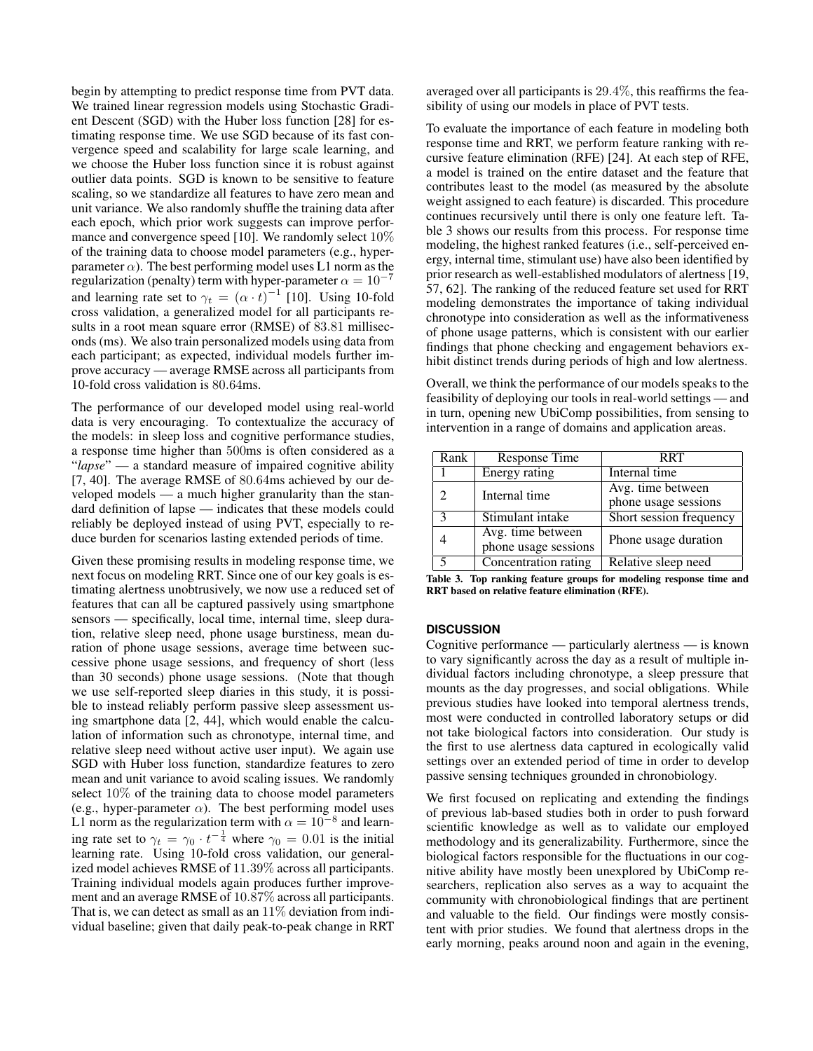begin by attempting to predict response time from PVT data. We trained linear regression models using Stochastic Gradient Descent (SGD) with the Huber loss function [28] for estimating response time. We use SGD because of its fast convergence speed and scalability for large scale learning, and we choose the Huber loss function since it is robust against outlier data points. SGD is known to be sensitive to feature scaling, so we standardize all features to have zero mean and unit variance. We also randomly shuffle the training data after each epoch, which prior work suggests can improve performance and convergence speed [10]. We randomly select 10% of the training data to choose model parameters (e.g., hyper-parameter $\alpha$). The best performing model uses L1 norm as the regularization (penalty) term with hyper-parameter $\alpha = 10^{-7}$ and learning rate set to $\gamma_t = (\alpha \cdot t)^{-1}$ [10]. Using 10-fold cross validation, a generalized model for all participants results in a root mean square error (RMSE) of 83.81 milliseconds (ms). We also train personalized models using data from each participant; as expected, individual models further improve accuracy — average RMSE across all participants from 10-fold cross validation is 80.64ms.

The performance of our developed model using real-world data is very encouraging. To contextualize the accuracy of the models: in sleep loss and cognitive performance studies, a response time higher than 500ms is often considered as a "*lapse*" — a standard measure of impaired cognitive ability [7, 40]. The average RMSE of 80.64ms achieved by our developed models — a much higher granularity than the standard definition of lapse — indicates that these models could reliably be deployed instead of using PVT, especially to reduce burden for scenarios lasting extended periods of time.

Given these promising results in modeling response time, we next focus on modeling RRT. Since one of our key goals is estimating alertness unobtrusively, we now use a reduced set of features that can all be captured passively using smartphone sensors — specifically, local time, internal time, sleep duration, relative sleep need, phone usage burstiness, mean duration of phone usage sessions, average time between successive phone usage sessions, and frequency of short (less than 30 seconds) phone usage sessions. (Note that though we use self-reported sleep diaries in this study, it is possible to instead reliably perform passive sleep assessment using smartphone data [2, 44], which would enable the calculation of information such as chronotype, internal time, and relative sleep need without active user input). We again use SGD with Huber loss function, standardize features to zero mean and unit variance to avoid scaling issues. We randomly select 10% of the training data to choose model parameters (e.g., hyper-parameter $\alpha$). The best performing model uses L1 norm as the regularization term with $\alpha = 10^{-8}$ and learning rate set to $\gamma_t = \gamma_0 \cdot t^{-\frac{1}{4}}$ where $\gamma_0 = 0.01$ is the initial learning rate. Using 10-fold cross validation, our generalized model achieves RMSE of 11.39% across all participants. Training individual models again produces further improvement and an average RMSE of 10.87% across all participants. That is, we can detect as small as an 11% deviation from individual baseline; given that daily peak-to-peak change in RRT averaged over all participants is 29.4%, this reaffirms the feasibility of using our models in place of PVT tests.

To evaluate the importance of each feature in modeling both response time and RRT, we perform feature ranking with recursive feature elimination (RFE) [24]. At each step of RFE, a model is trained on the entire dataset and the feature that contributes least to the model (as measured by the absolute weight assigned to each feature) is discarded. This procedure continues recursively until there is only one feature left. Table 3 shows our results from this process. For response time modeling, the highest ranked features (i.e., self-perceived energy, internal time, stimulant use) have also been identified by prior research as well-established modulators of alertness [19, 57, 62]. The ranking of the reduced feature set used for RRT modeling demonstrates the importance of taking individual chronotype into consideration as well as the informativeness of phone usage patterns, which is consistent with our earlier findings that phone checking and engagement behaviors exhibit distinct trends during periods of high and low alertness.

Overall, we think the performance of our models speaks to the feasibility of deploying our tools in real-world settings — and in turn, opening new UbiComp possibilities, from sensing to intervention in a range of domains and application areas.

| Rank | Response Time | RRT |
|---|---|---|
| 1 | Energy rating | Internal time |
| 2 | Internal time | Avg. time between phone usage sessions |
| 3 | Stimulant intake | Short session frequency |
| 4 | Avg. time between phone usage sessions | Phone usage duration |
| 5 | Concentration rating | Relative sleep need |

**Table 3. Top ranking feature groups for modeling response time and RRT based on relative feature elimination (RFE).**

## DISCUSSION

Cognitive performance — particularly alertness — is known to vary significantly across the day as a result of multiple individual factors including chronotype, a sleep pressure that mounts as the day progresses, and social obligations. While previous studies have looked into temporal alertness trends, most were conducted in controlled laboratory setups or did not take biological factors into consideration. Our study is the first to use alertness data captured in ecologically valid settings over an extended period of time in order to develop passive sensing techniques grounded in chronobiology.

We first focused on replicating and extending the findings of previous lab-based studies both in order to push forward scientific knowledge as well as to validate our employed methodology and its generalizability. Furthermore, since the biological factors responsible for the fluctuations in our cognitive ability have mostly been unexplored by UbiComp researchers, replication also serves as a way to acquaint the community with chronobiological findings that are pertinent and valuable to the field. Our findings were mostly consistent with prior studies. We found that alertness drops in the early morning, peaks around noon and again in the evening,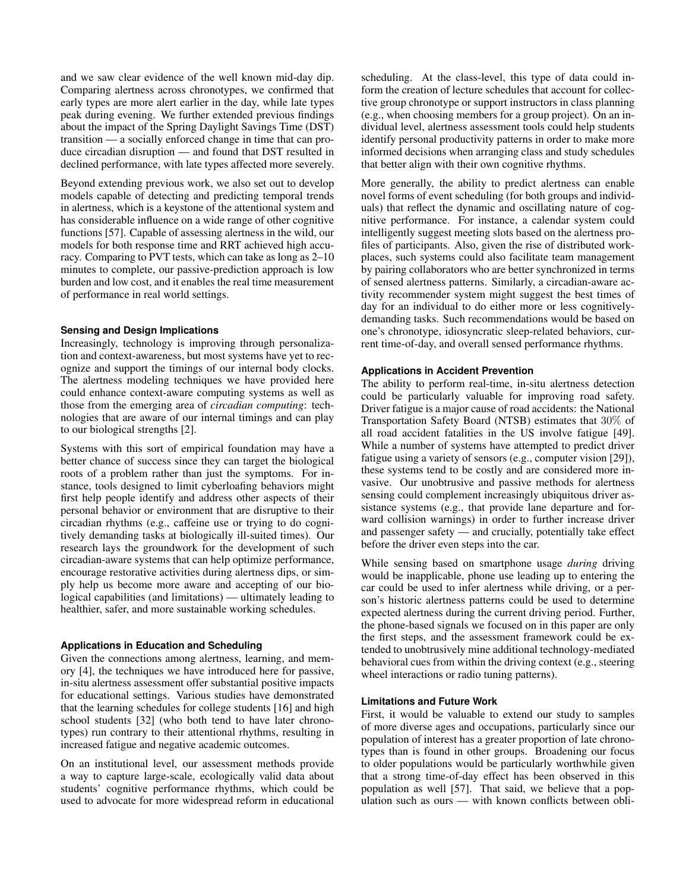and we saw clear evidence of the well known mid-day dip. Comparing alertness across chronotypes, we confirmed that early types are more alert earlier in the day, while late types peak during evening. We further extended previous findings about the impact of the Spring Daylight Savings Time (DST) transition — a socially enforced change in time that can produce circadian disruption — and found that DST resulted in declined performance, with late types affected more severely.

Beyond extending previous work, we also set out to develop models capable of detecting and predicting temporal trends in alertness, which is a keystone of the attentional system and has considerable influence on a wide range of other cognitive functions [57]. Capable of assessing alertness in the wild, our models for both response time and RRT achieved high accuracy. Comparing to PVT tests, which can take as long as 2–10 minutes to complete, our passive-prediction approach is low burden and low cost, and it enables the real time measurement of performance in real world settings.

### Sensing and Design Implications

Increasingly, technology is improving through personalization and context-awareness, but most systems have yet to recognize and support the timings of our internal body clocks. The alertness modeling techniques we have provided here could enhance context-aware computing systems as well as those from the emerging area of *circadian computing*: technologies that are aware of our internal timings and can play to our biological strengths [2].

Systems with this sort of empirical foundation may have a better chance of success since they can target the biological roots of a problem rather than just the symptoms. For instance, tools designed to limit cyberloafing behaviors might first help people identify and address other aspects of their personal behavior or environment that are disruptive to their circadian rhythms (e.g., caffeine use or trying to do cognitively demanding tasks at biologically ill-suited times). Our research lays the groundwork for the development of such circadian-aware systems that can help optimize performance, encourage restorative activities during alertness dips, or simply help us become more aware and accepting of our biological capabilities (and limitations) — ultimately leading to healthier, safer, and more sustainable working schedules.

### Applications in Education and Scheduling

Given the connections among alertness, learning, and memory [4], the techniques we have introduced here for passive, in-situ alertness assessment offer substantial positive impacts for educational settings. Various studies have demonstrated that the learning schedules for college students [16] and high school students [32] (who both tend to have later chronotypes) run contrary to their attentional rhythms, resulting in increased fatigue and negative academic outcomes.

On an institutional level, our assessment methods provide a way to capture large-scale, ecologically valid data about students' cognitive performance rhythms, which could be used to advocate for more widespread reform in educational scheduling. At the class-level, this type of data could inform the creation of lecture schedules that account for collective group chronotype or support instructors in class planning (e.g., when choosing members for a group project). On an individual level, alertness assessment tools could help students identify personal productivity patterns in order to make more informed decisions when arranging class and study schedules that better align with their own cognitive rhythms.

More generally, the ability to predict alertness can enable novel forms of event scheduling (for both groups and individuals) that reflect the dynamic and oscillating nature of cognitive performance. For instance, a calendar system could intelligently suggest meeting slots based on the alertness profiles of participants. Also, given the rise of distributed workplaces, such systems could also facilitate team management by pairing collaborators who are better synchronized in terms of sensed alertness patterns. Similarly, a circadian-aware activity recommender system might suggest the best times of day for an individual to do either more or less cognitively-demanding tasks. Such recommendations would be based on one's chronotype, idiosyncratic sleep-related behaviors, current time-of-day, and overall sensed performance rhythms.

### Applications in Accident Prevention

The ability to perform real-time, in-situ alertness detection could be particularly valuable for improving road safety. Driver fatigue is a major cause of road accidents: the National Transportation Safety Board (NTSB) estimates that $30\%$ of all road accident fatalities in the US involve fatigue [49]. While a number of systems have attempted to predict driver fatigue using a variety of sensors (e.g., computer vision [29]), these systems tend to be costly and are considered more invasive. Our unobtrusive and passive methods for alertness sensing could complement increasingly ubiquitous driver assistance systems (e.g., that provide lane departure and forward collision warnings) in order to further increase driver and passenger safety — and crucially, potentially take effect before the driver even steps into the car.

While sensing based on smartphone usage *during* driving would be inapplicable, phone use leading up to entering the car could be used to infer alertness while driving, or a person's historic alertness patterns could be used to determine expected alertness during the current driving period. Further, the phone-based signals we focused on in this paper are only the first steps, and the assessment framework could be extended to unobtrusively mine additional technology-mediated behavioral cues from within the driving context (e.g., steering wheel interactions or radio tuning patterns).

### Limitations and Future Work

First, it would be valuable to extend our study to samples of more diverse ages and occupations, particularly since our population of interest has a greater proportion of late chronotypes than is found in other groups. Broadening our focus to older populations would be particularly worthwhile given that a strong time-of-day effect has been observed in this population as well [57]. That said, we believe that a population such as ours — with known conflicts between obli-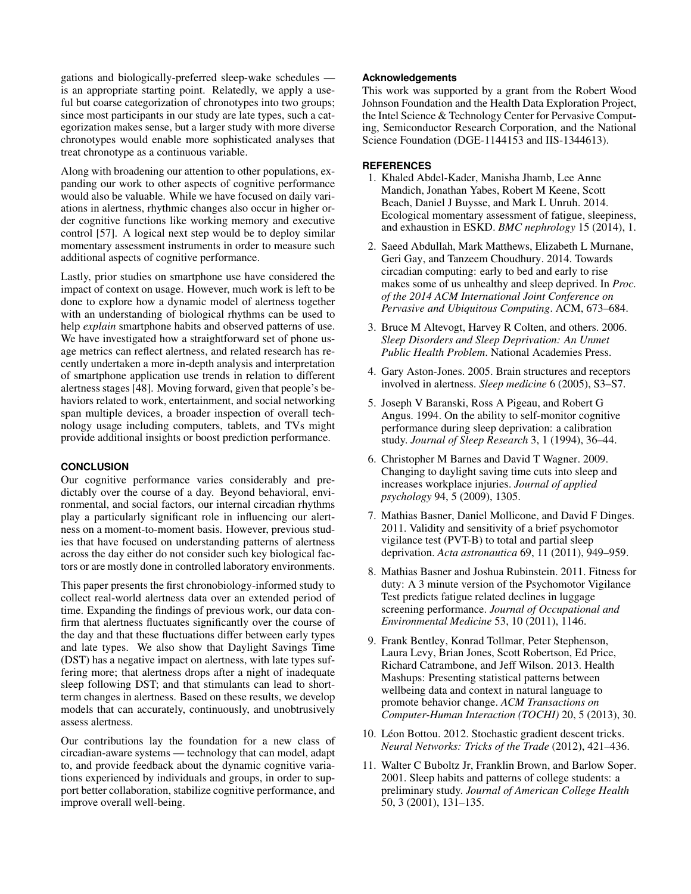gations and biologically-preferred sleep-wake schedules — is an appropriate starting point. Relatedly, we apply a useful but coarse categorization of chronotypes into two groups; since most participants in our study are late types, such a categorization makes sense, but a larger study with more diverse chronotypes would enable more sophisticated analyses that treat chronotype as a continuous variable.

Along with broadening our attention to other populations, expanding our work to other aspects of cognitive performance would also be valuable. While we have focused on daily variations in alertness, rhythmic changes also occur in higher order cognitive functions like working memory and executive control [57]. A logical next step would be to deploy similar momentary assessment instruments in order to measure such additional aspects of cognitive performance.

Lastly, prior studies on smartphone use have considered the impact of context on usage. However, much work is left to be done to explore how a dynamic model of alertness together with an understanding of biological rhythms can be used to help *explain* smartphone habits and observed patterns of use. We have investigated how a straightforward set of phone usage metrics can reflect alertness, and related research has recently undertaken a more in-depth analysis and interpretation of smartphone application use trends in relation to different alertness stages [48]. Moving forward, given that people's behaviors related to work, entertainment, and social networking span multiple devices, a broader inspection of overall technology usage including computers, tablets, and TVs might provide additional insights or boost prediction performance.

## CONCLUSION

Our cognitive performance varies considerably and predictably over the course of a day. Beyond behavioral, environmental, and social factors, our internal circadian rhythms play a particularly significant role in influencing our alertness on a moment-to-moment basis. However, previous studies that have focused on understanding patterns of alertness across the day either do not consider such key biological factors or are mostly done in controlled laboratory environments.

This paper presents the first chronobiology-informed study to collect real-world alertness data over an extended period of time. Expanding the findings of previous work, our data confirm that alertness fluctuates significantly over the course of the day and that these fluctuations differ between early types and late types. We also show that Daylight Savings Time (DST) has a negative impact on alertness, with late types suffering more; that alertness drops after a night of inadequate sleep following DST; and that stimulants can lead to short-term changes in alertness. Based on these results, we develop models that can accurately, continuously, and unobtrusively assess alertness.

Our contributions lay the foundation for a new class of circadian-aware systems — technology that can model, adapt to, and provide feedback about the dynamic cognitive variations experienced by individuals and groups, in order to support better collaboration, stabilize cognitive performance, and improve overall well-being.

### Acknowledgements

This work was supported by a grant from the Robert Wood Johnson Foundation and the Health Data Exploration Project, the Intel Science & Technology Center for Pervasive Computing, Semiconductor Research Corporation, and the National Science Foundation (DGE-1144153 and IIS-1344613).

## REFERENCES

1. Khaled Abdel-Kader, Manisha Jhamb, Lee Anne Mandich, Jonathan Yabes, Robert M Keene, Scott Beach, Daniel J Buysse, and Mark L Unruh. 2014. Ecological momentary assessment of fatigue, sleepiness, and exhaustion in ESKD. *BMC nephrology* 15 (2014), 1.
2. Saeed Abdullah, Mark Matthews, Elizabeth L Murnane, Geri Gay, and Tanzeem Choudhury. 2014. Towards circadian computing: early to bed and early to rise makes some of us unhealthy and sleep deprived. In *Proc. of the 2014 ACM International Joint Conference on Pervasive and Ubiquitous Computing*. ACM, 673–684.
3. Bruce M Altevogt, Harvey R Colten, and others. 2006. *Sleep Disorders and Sleep Deprivation: An Unmet Public Health Problem*. National Academies Press.
4. Gary Aston-Jones. 2005. Brain structures and receptors involved in alertness. *Sleep medicine* 6 (2005), S3–S7.
5. Joseph V Baranski, Ross A Pigeau, and Robert G Angus. 1994. On the ability to self-monitor cognitive performance during sleep deprivation: a calibration study. *Journal of Sleep Research* 3, 1 (1994), 36–44.
6. Christopher M Barnes and David T Wagner. 2009. Changing to daylight saving time cuts into sleep and increases workplace injuries. *Journal of applied psychology* 94, 5 (2009), 1305.
7. Mathias Basner, Daniel Mollicone, and David F Dinges. 2011. Validity and sensitivity of a brief psychomotor vigilance test (PVT-B) to total and partial sleep deprivation. *Acta astronautica* 69, 11 (2011), 949–959.
8. Mathias Basner and Joshua Rubinstein. 2011. Fitness for duty: A 3 minute version of the Psychomotor Vigilance Test predicts fatigue related declines in luggage screening performance. *Journal of Occupational and Environmental Medicine* 53, 10 (2011), 1146.
9. Frank Bentley, Konrad Tollmar, Peter Stephenson, Laura Levy, Brian Jones, Scott Robertson, Ed Price, Richard Catrambone, and Jeff Wilson. 2013. Health Mashups: Presenting statistical patterns between wellbeing data and context in natural language to promote behavior change. *ACM Transactions on Computer-Human Interaction (TOCHI)* 20, 5 (2013), 30.
10. Léon Bottou. 2012. Stochastic gradient descent tricks. *Neural Networks: Tricks of the Trade* (2012), 421–436.
11. Walter C Buboltz Jr, Franklin Brown, and Barlow Soper. 2001. Sleep habits and patterns of college students: a preliminary study. *Journal of American College Health* 50, 3 (2001), 131–135.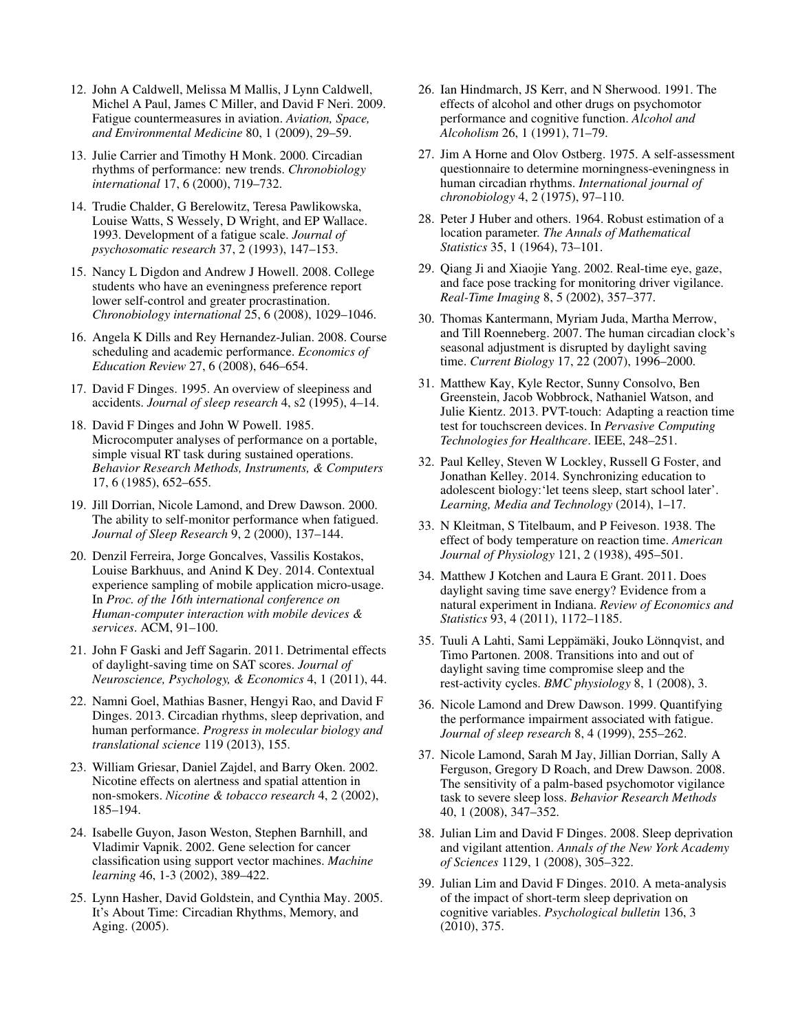12. John A Caldwell, Melissa M Mallis, J Lynn Caldwell, Michel A Paul, James C Miller, and David F Neri. 2009. Fatigue countermeasures in aviation. *Aviation, Space, and Environmental Medicine* 80, 1 (2009), 29–59.

13. Julie Carrier and Timothy H Monk. 2000. Circadian rhythms of performance: new trends. *Chronobiology international* 17, 6 (2000), 719–732.

14. Trudie Chalder, G Berelowitz, Teresa Pawlikowska, Louise Watts, S Wessely, D Wright, and EP Wallace. 1993. Development of a fatigue scale. *Journal of psychosomatic research* 37, 2 (1993), 147–153.

15. Nancy L Digdon and Andrew J Howell. 2008. College students who have an eveningness preference report lower self-control and greater procrastination. *Chronobiology international* 25, 6 (2008), 1029–1046.

16. Angela K Dills and Rey Hernandez-Julian. 2008. Course scheduling and academic performance. *Economics of Education Review* 27, 6 (2008), 646–654.

17. David F Dinges. 1995. An overview of sleepiness and accidents. *Journal of sleep research* 4, s2 (1995), 4–14.

18. David F Dinges and John W Powell. 1985. Microcomputer analyses of performance on a portable, simple visual RT task during sustained operations. *Behavior Research Methods, Instruments, & Computers* 17, 6 (1985), 652–655.

19. Jill Dorrian, Nicole Lamond, and Drew Dawson. 2000. The ability to self-monitor performance when fatigued. *Journal of Sleep Research* 9, 2 (2000), 137–144.

20. Denzil Ferreira, Jorge Goncalves, Vassilis Kostakos, Louise Barkhuus, and Anind K Dey. 2014. Contextual experience sampling of mobile application micro-usage. In *Proc. of the 16th international conference on Human-computer interaction with mobile devices & services*. ACM, 91–100.

21. John F Gaski and Jeff Sagarin. 2011. Detrimental effects of daylight-saving time on SAT scores. *Journal of Neuroscience, Psychology, & Economics* 4, 1 (2011), 44.

22. Namni Goel, Mathias Basner, Hengyi Rao, and David F Dinges. 2013. Circadian rhythms, sleep deprivation, and human performance. *Progress in molecular biology and translational science* 119 (2013), 155.

23. William Griesar, Daniel Zajdel, and Barry Oken. 2002. Nicotine effects on alertness and spatial attention in non-smokers. *Nicotine & tobacco research* 4, 2 (2002), 185–194.

24. Isabelle Guyon, Jason Weston, Stephen Barnhill, and Vladimir Vapnik. 2002. Gene selection for cancer classification using support vector machines. *Machine learning* 46, 1-3 (2002), 389–422.

25. Lynn Hasher, David Goldstein, and Cynthia May. 2005. It's About Time: Circadian Rhythms, Memory, and Aging. (2005).

26. Ian Hindmarch, JS Kerr, and N Sherwood. 1991. The effects of alcohol and other drugs on psychomotor performance and cognitive function. *Alcohol and Alcoholism* 26, 1 (1991), 71–79.

27. Jim A Horne and Olov Ostberg. 1975. A self-assessment questionnaire to determine morningness-eveningness in human circadian rhythms. *International journal of chronobiology* 4, 2 (1975), 97–110.

28. Peter J Huber and others. 1964. Robust estimation of a location parameter. *The Annals of Mathematical Statistics* 35, 1 (1964), 73–101.

29. Qiang Ji and Xiaojie Yang. 2002. Real-time eye, gaze, and face pose tracking for monitoring driver vigilance. *Real-Time Imaging* 8, 5 (2002), 357–377.

30. Thomas Kantermann, Myriam Juda, Martha Merrow, and Till Roenneberg. 2007. The human circadian clock's seasonal adjustment is disrupted by daylight saving time. *Current Biology* 17, 22 (2007), 1996–2000.

31. Matthew Kay, Kyle Rector, Sunny Consolvo, Ben Greenstein, Jacob Wobbrock, Nathaniel Watson, and Julie Kientz. 2013. PVT-touch: Adapting a reaction time test for touchscreen devices. In *Pervasive Computing Technologies for Healthcare*. IEEE, 248–251.

32. Paul Kelley, Steven W Lockley, Russell G Foster, and Jonathan Kelley. 2014. Synchronizing education to adolescent biology:'let teens sleep, start school later'. *Learning, Media and Technology* (2014), 1–17.

33. N Kleitman, S Titelbaum, and P Feiveson. 1938. The effect of body temperature on reaction time. *American Journal of Physiology* 121, 2 (1938), 495–501.

34. Matthew J Kotchen and Laura E Grant. 2011. Does daylight saving time save energy? Evidence from a natural experiment in Indiana. *Review of Economics and Statistics* 93, 4 (2011), 1172–1185.

35. Tuuli A Lahti, Sami Leppämäki, Jouko Lönnqvist, and Timo Partonen. 2008. Transitions into and out of daylight saving time compromise sleep and the rest-activity cycles. *BMC physiology* 8, 1 (2008), 3.

36. Nicole Lamond and Drew Dawson. 1999. Quantifying the performance impairment associated with fatigue. *Journal of sleep research* 8, 4 (1999), 255–262.

37. Nicole Lamond, Sarah M Jay, Jillian Dorrian, Sally A Ferguson, Gregory D Roach, and Drew Dawson. 2008. The sensitivity of a palm-based psychomotor vigilance task to severe sleep loss. *Behavior Research Methods* 40, 1 (2008), 347–352.

38. Julian Lim and David F Dinges. 2008. Sleep deprivation and vigilant attention. *Annals of the New York Academy of Sciences* 1129, 1 (2008), 305–322.

39. Julian Lim and David F Dinges. 2010. A meta-analysis of the impact of short-term sleep deprivation on cognitive variables. *Psychological bulletin* 136, 3 (2010), 375.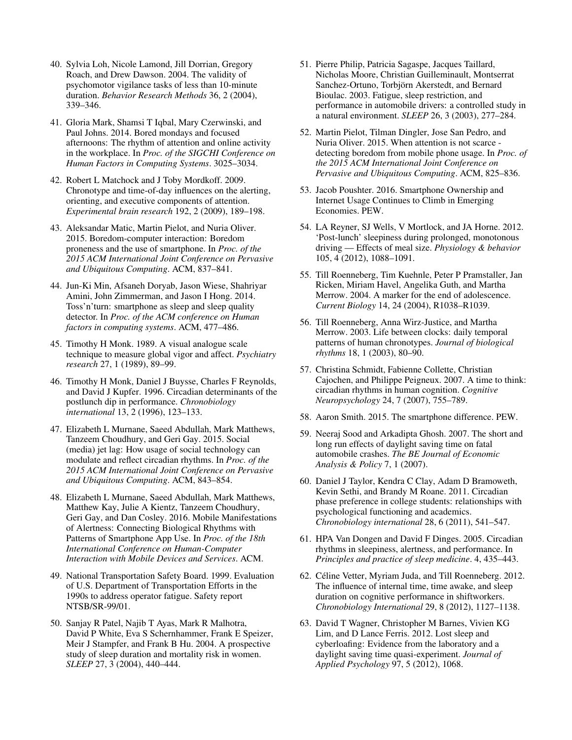40. Sylvia Loh, Nicole Lamond, Jill Dorrian, Gregory Roach, and Drew Dawson. 2004. The validity of psychomotor vigilance tasks of less than 10-minute duration. *Behavior Research Methods* 36, 2 (2004), 339–346.

41. Gloria Mark, Shamsi T Iqbal, Mary Czerwinski, and Paul Johns. 2014. Bored mondays and focused afternoons: The rhythm of attention and online activity in the workplace. In *Proc. of the SIGCHI Conference on Human Factors in Computing Systems*. 3025–3034.

42. Robert L Matchock and J Toby Mordkoff. 2009. Chronotype and time-of-day influences on the alerting, orienting, and executive components of attention. *Experimental brain research* 192, 2 (2009), 189–198.

43. Aleksandar Matic, Martin Pielot, and Nuria Oliver. 2015. Boredom-computer interaction: Boredom proneness and the use of smartphone. In *Proc. of the 2015 ACM International Joint Conference on Pervasive and Ubiquitous Computing*. ACM, 837–841.

44. Jun-Ki Min, Afsaneh Doryab, Jason Wiese, Shahriyar Amini, John Zimmerman, and Jason I Hong. 2014. Toss'n'turn: smartphone as sleep and sleep quality detector. In *Proc. of the ACM conference on Human factors in computing systems*. ACM, 477–486.

45. Timothy H Monk. 1989. A visual analogue scale technique to measure global vigor and affect. *Psychiatry research* 27, 1 (1989), 89–99.

46. Timothy H Monk, Daniel J Buysse, Charles F Reynolds, and David J Kupfer. 1996. Circadian determinants of the postlunch dip in performance. *Chronobiology international* 13, 2 (1996), 123–133.

47. Elizabeth L Murnane, Saeed Abdullah, Mark Matthews, Tanzeem Choudhury, and Geri Gay. 2015. Social (media) jet lag: How usage of social technology can modulate and reflect circadian rhythms. In *Proc. of the 2015 ACM International Joint Conference on Pervasive and Ubiquitous Computing*. ACM, 843–854.

48. Elizabeth L Murnane, Saeed Abdullah, Mark Matthews, Matthew Kay, Julie A Kientz, Tanzeem Choudhury, Geri Gay, and Dan Cosley. 2016. Mobile Manifestations of Alertness: Connecting Biological Rhythms with Patterns of Smartphone App Use. In *Proc. of the 18th International Conference on Human-Computer Interaction with Mobile Devices and Services*. ACM.

49. National Transportation Safety Board. 1999. Evaluation of U.S. Department of Transportation Efforts in the 1990s to address operator fatigue. Safety report NTSB/SR-99/01.

50. Sanjay R Patel, Najib T Ayas, Mark R Malhotra, David P White, Eva S Schernhammer, Frank E Speizer, Meir J Stampfer, and Frank B Hu. 2004. A prospective study of sleep duration and mortality risk in women. *SLEEP* 27, 3 (2004), 440–444.

51. Pierre Philip, Patricia Sagaspe, Jacques Taillard, Nicholas Moore, Christian Guilleminault, Montserrat Sanchez-Ortuno, Torbjörn Akerstedt, and Bernard Bioulac. 2003. Fatigue, sleep restriction, and performance in automobile drivers: a controlled study in a natural environment. *SLEEP* 26, 3 (2003), 277–284.

52. Martin Pielot, Tilman Dingler, Jose San Pedro, and Nuria Oliver. 2015. When attention is not scarce - detecting boredom from mobile phone usage. In *Proc. of the 2015 ACM International Joint Conference on Pervasive and Ubiquitous Computing*. ACM, 825–836.

53. Jacob Poushter. 2016. Smartphone Ownership and Internet Usage Continues to Climb in Emerging Economies. PEW.

54. LA Reyner, SJ Wells, V Mortlock, and JA Horne. 2012. 'Post-lunch' sleepiness during prolonged, monotonous driving — Effects of meal size. *Physiology & behavior* 105, 4 (2012), 1088–1091.

55. Till Roenneberg, Tim Kuehnle, Peter P Pramstaller, Jan Ricken, Miriam Havel, Angelika Guth, and Martha Merrow. 2004. A marker for the end of adolescence. *Current Biology* 14, 24 (2004), R1038–R1039.

56. Till Roenneberg, Anna Wirz-Justice, and Martha Merrow. 2003. Life between clocks: daily temporal patterns of human chronotypes. *Journal of biological rhythms* 18, 1 (2003), 80–90.

57. Christina Schmidt, Fabienne Collette, Christian Cajochen, and Philippe Peigneux. 2007. A time to think: circadian rhythms in human cognition. *Cognitive Neuropsychology* 24, 7 (2007), 755–789.

58. Aaron Smith. 2015. The smartphone difference. PEW.

59. Neeraj Sood and Arkadipta Ghosh. 2007. The short and long run effects of daylight saving time on fatal automobile crashes. *The BE Journal of Economic Analysis & Policy* 7, 1 (2007).

60. Daniel J Taylor, Kendra C Clay, Adam D Bramoweth, Kevin Sethi, and Brandy M Roane. 2011. Circadian phase preference in college students: relationships with psychological functioning and academics. *Chronobiology international* 28, 6 (2011), 541–547.

61. HPA Van Dongen and David F Dinges. 2005. Circadian rhythms in sleepiness, alertness, and performance. In *Principles and practice of sleep medicine*. 4, 435–443.

62. Céline Vetter, Myriam Juda, and Till Roenneberg. 2012. The influence of internal time, time awake, and sleep duration on cognitive performance in shiftworkers. *Chronobiology International* 29, 8 (2012), 1127–1138.

63. David T Wagner, Christopher M Barnes, Vivien KG Lim, and D Lance Ferris. 2012. Lost sleep and cyberloafing: Evidence from the laboratory and a daylight saving time quasi-experiment. *Journal of Applied Psychology* 97, 5 (2012), 1068.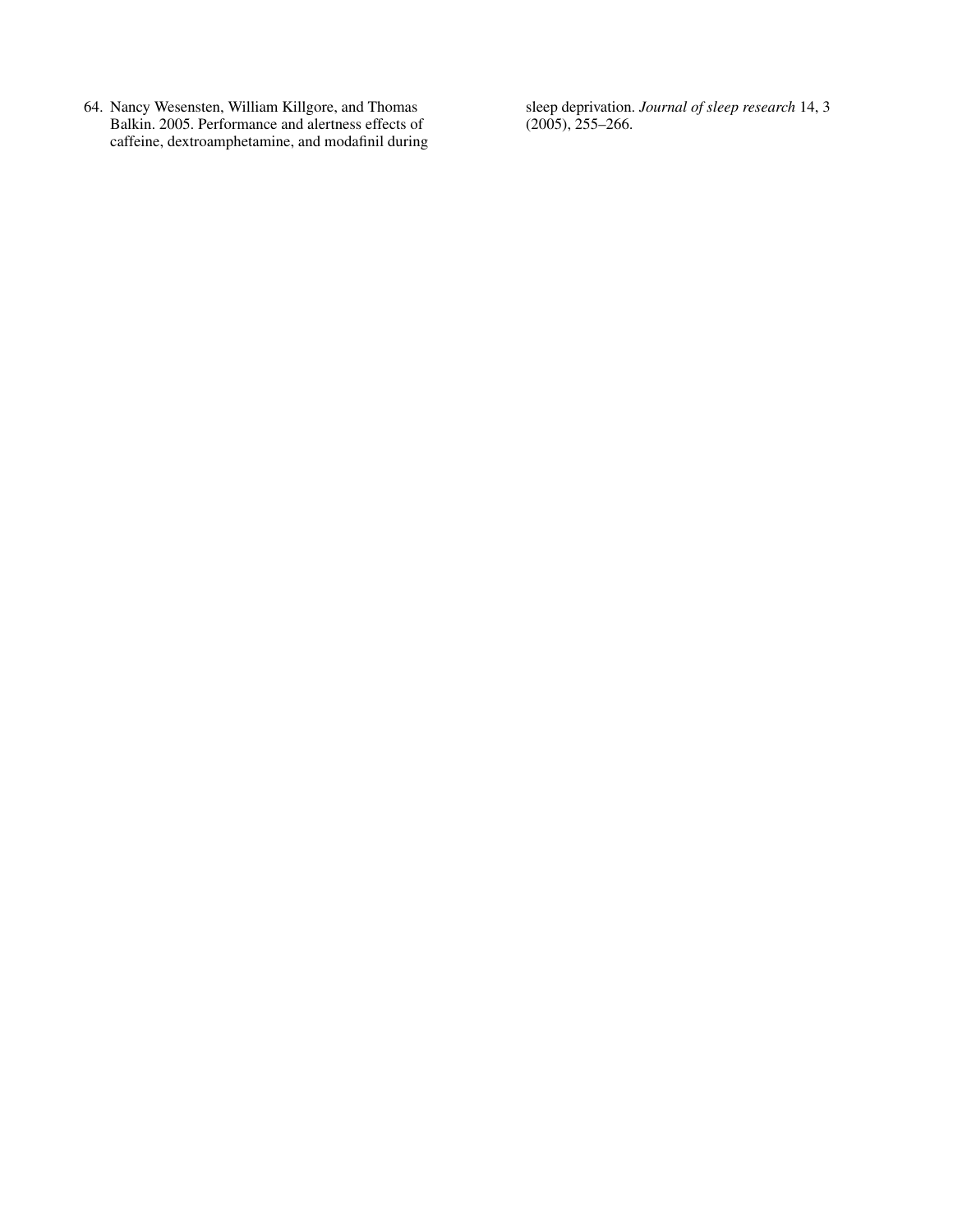64. Nancy Wesensten, William Killgore, and Thomas Balkin. 2005. Performance and alertness effects of caffeine, dextroamphetamine, and modafinil during sleep deprivation. *Journal of sleep research* 14, 3 (2005), 255–266.